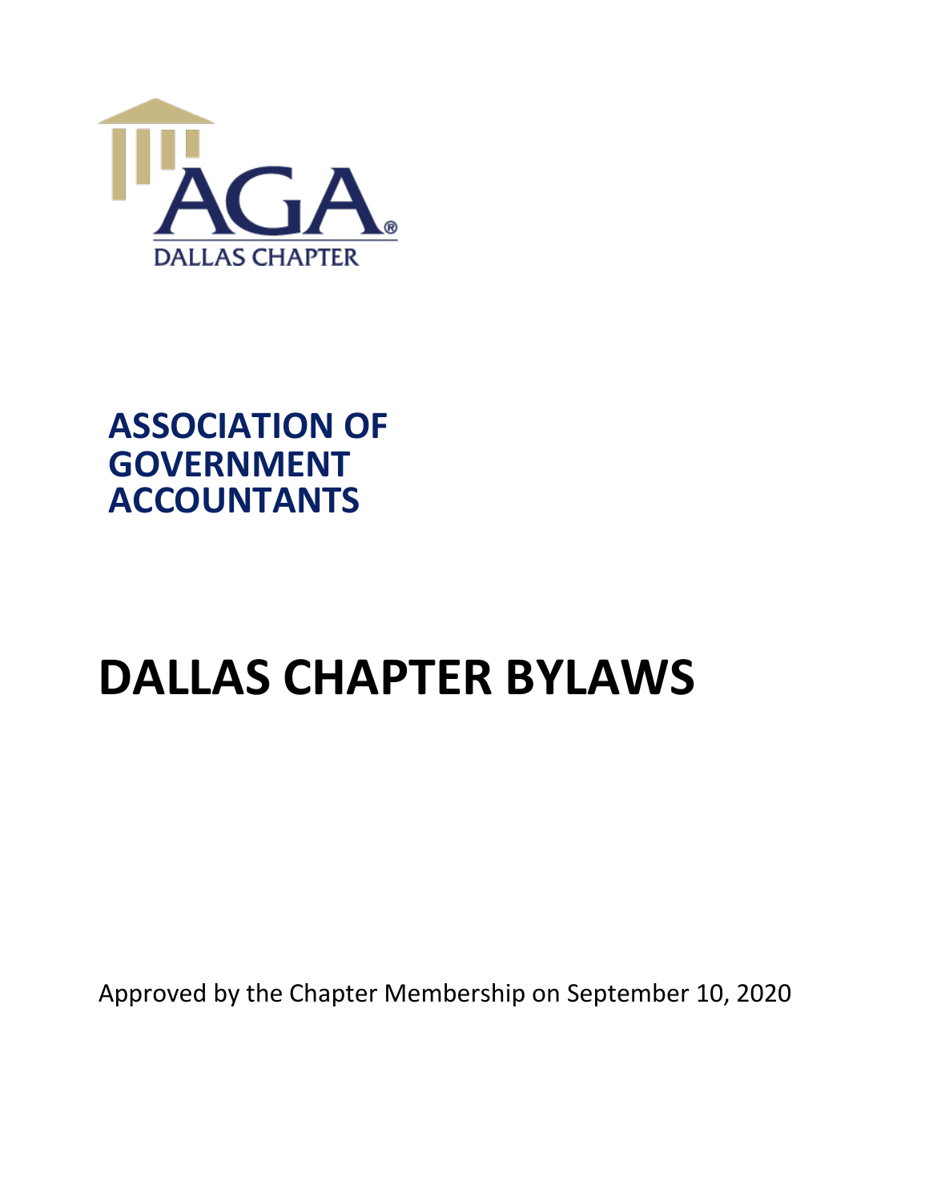AGA®

DALLAS CHAPTER

**ASSOCIATION OF GOVERNMENT ACCOUNTANTS**

# DALLAS CHAPTER BYLAWS

Approved by the Chapter Membership on September 10, 2020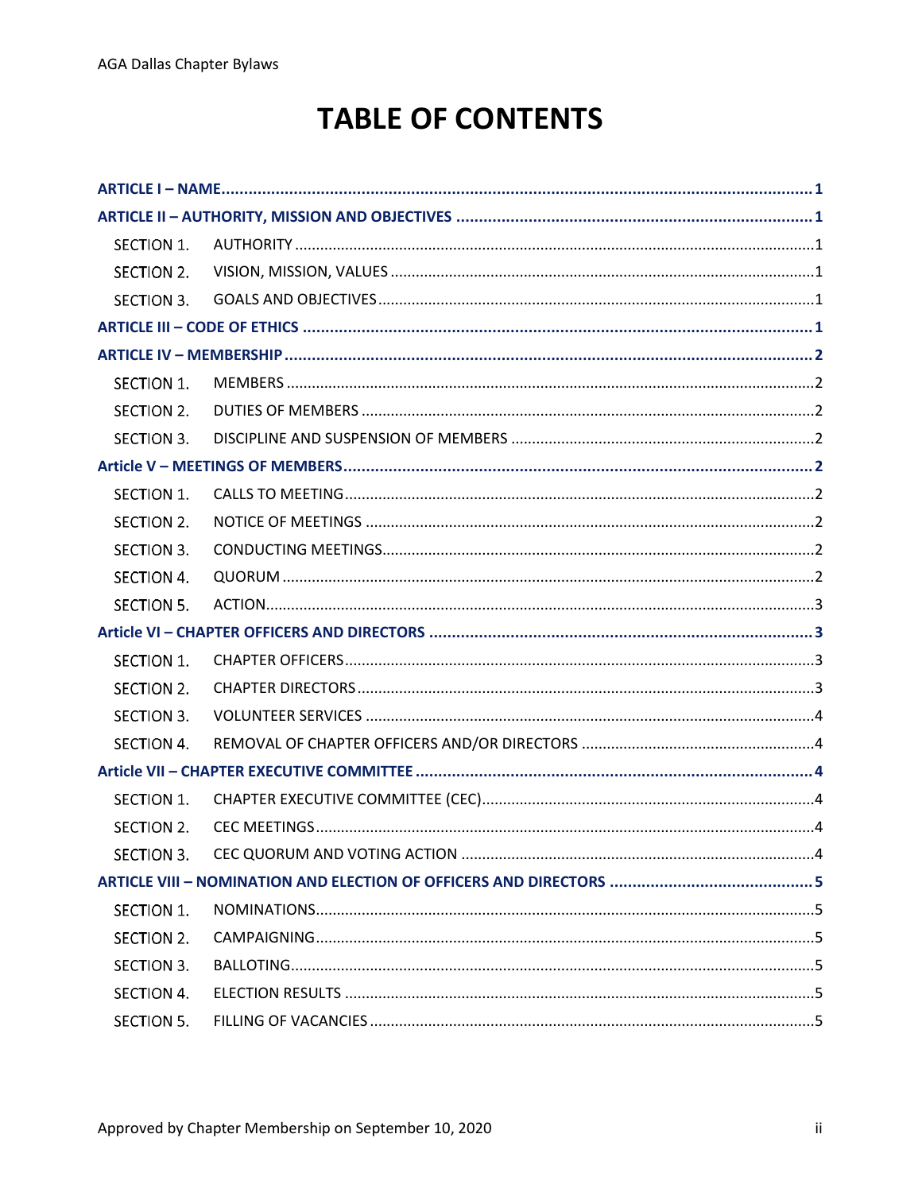# TABLE OF CONTENTS

**ARTICLE I – NAME** .......... **1**

**ARTICLE II – AUTHORITY, MISSION AND OBJECTIVES** .......... **1**

- SECTION 1. AUTHORITY .......... 1
- SECTION 2. VISION, MISSION, VALUES .......... 1
- SECTION 3. GOALS AND OBJECTIVES .......... 1

**ARTICLE III – CODE OF ETHICS** .......... **1**

**ARTICLE IV – MEMBERSHIP** .......... **2**

- SECTION 1. MEMBERS .......... 2
- SECTION 2. DUTIES OF MEMBERS .......... 2
- SECTION 3. DISCIPLINE AND SUSPENSION OF MEMBERS .......... 2

**Article V – MEETINGS OF MEMBERS** .......... **2**

- SECTION 1. CALLS TO MEETING .......... 2
- SECTION 2. NOTICE OF MEETINGS .......... 2
- SECTION 3. CONDUCTING MEETINGS .......... 2
- SECTION 4. QUORUM .......... 2
- SECTION 5. ACTION .......... 3

**Article VI – CHAPTER OFFICERS AND DIRECTORS** .......... **3**

- SECTION 1. CHAPTER OFFICERS .......... 3
- SECTION 2. CHAPTER DIRECTORS .......... 3
- SECTION 3. VOLUNTEER SERVICES .......... 4
- SECTION 4. REMOVAL OF CHAPTER OFFICERS AND/OR DIRECTORS .......... 4

**Article VII – CHAPTER EXECUTIVE COMMITTEE** .......... **4**

- SECTION 1. CHAPTER EXECUTIVE COMMITTEE (CEC) .......... 4
- SECTION 2. CEC MEETINGS .......... 4
- SECTION 3. CEC QUORUM AND VOTING ACTION .......... 4

**ARTICLE VIII – NOMINATION AND ELECTION OF OFFICERS AND DIRECTORS** .......... **5**

- SECTION 1. NOMINATIONS .......... 5
- SECTION 2. CAMPAIGNING .......... 5
- SECTION 3. BALLOTING .......... 5
- SECTION 4. ELECTION RESULTS .......... 5
- SECTION 5. FILLING OF VACANCIES .......... 5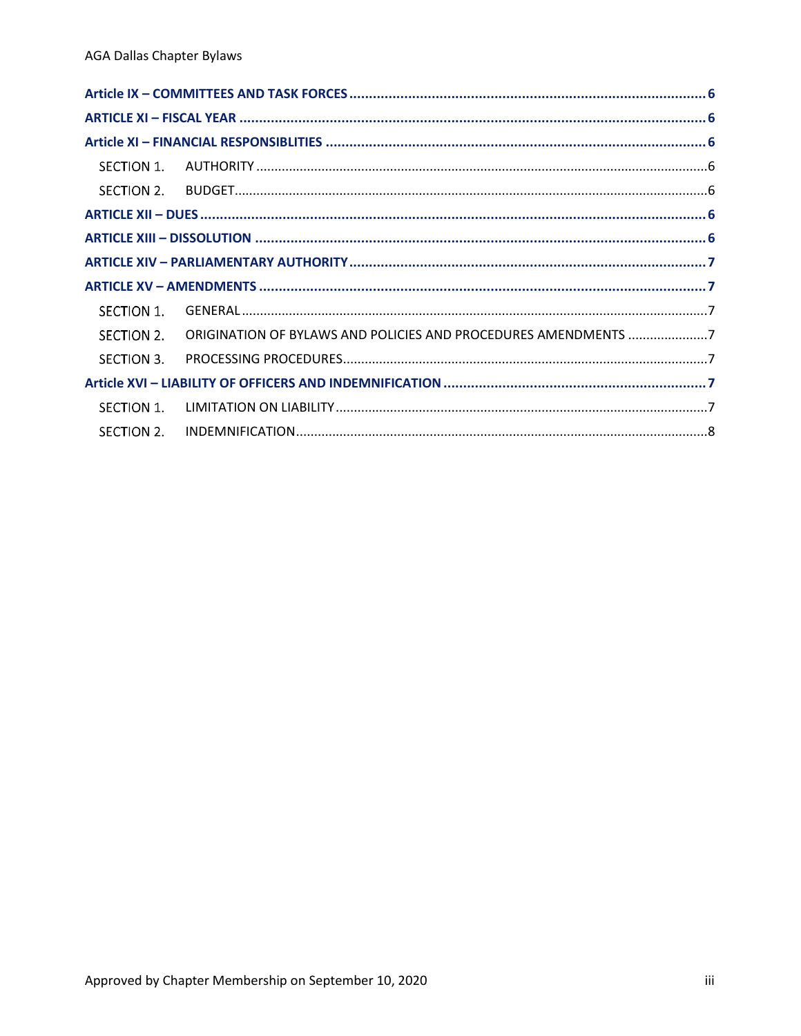Article IX – COMMITTEES AND TASK FORCES ........ 6

ARTICLE XI – FISCAL YEAR ........ 6

Article XI – FINANCIAL RESPONSIBLITIES ........ 6

- SECTION 1. AUTHORITY ........ 6
- SECTION 2. BUDGET ........ 6

ARTICLE XII – DUES ........ 6

ARTICLE XIII – DISSOLUTION ........ 6

ARTICLE XIV – PARLIAMENTARY AUTHORITY ........ 7

ARTICLE XV – AMENDMENTS ........ 7

- SECTION 1. GENERAL ........ 7
- SECTION 2. ORIGINATION OF BYLAWS AND POLICIES AND PROCEDURES AMENDMENTS ........ 7
- SECTION 3. PROCESSING PROCEDURES ........ 7

Article XVI – LIABILITY OF OFFICERS AND INDEMNIFICATION ........ 7

- SECTION 1. LIMITATION ON LIABILITY ........ 7
- SECTION 2. INDEMNIFICATION ........ 8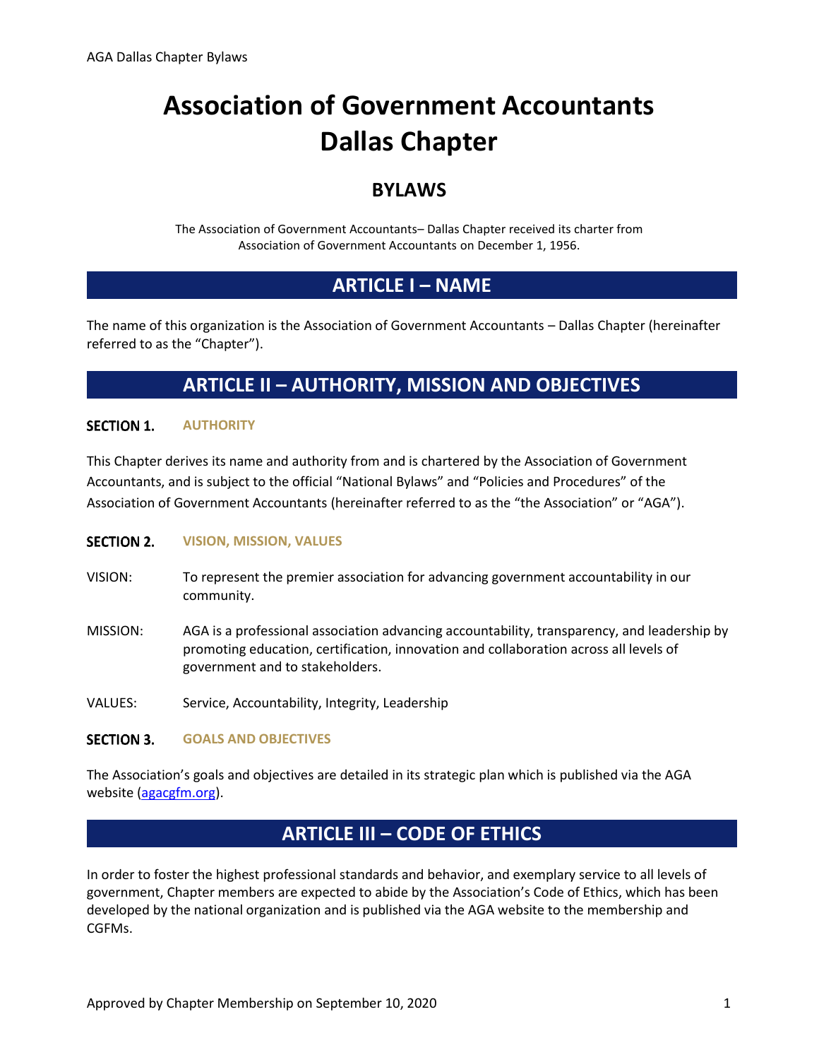# Association of Government Accountants Dallas Chapter

## BYLAWS

The Association of Government Accountants– Dallas Chapter received its charter from Association of Government Accountants on December 1, 1956.

## ARTICLE I – NAME

The name of this organization is the Association of Government Accountants – Dallas Chapter (hereinafter referred to as the "Chapter").

## ARTICLE II – AUTHORITY, MISSION AND OBJECTIVES

### SECTION 1. AUTHORITY

This Chapter derives its name and authority from and is chartered by the Association of Government Accountants, and is subject to the official "National Bylaws" and "Policies and Procedures" of the Association of Government Accountants (hereinafter referred to as the "the Association" or "AGA").

### SECTION 2. VISION, MISSION, VALUES

VISION: To represent the premier association for advancing government accountability in our community.

MISSION: AGA is a professional association advancing accountability, transparency, and leadership by promoting education, certification, innovation and collaboration across all levels of government and to stakeholders.

VALUES: Service, Accountability, Integrity, Leadership

### SECTION 3. GOALS AND OBJECTIVES

The Association's goals and objectives are detailed in its strategic plan which is published via the AGA website (agacgfm.org).

## ARTICLE III – CODE OF ETHICS

In order to foster the highest professional standards and behavior, and exemplary service to all levels of government, Chapter members are expected to abide by the Association's Code of Ethics, which has been developed by the national organization and is published via the AGA website to the membership and CGFMs.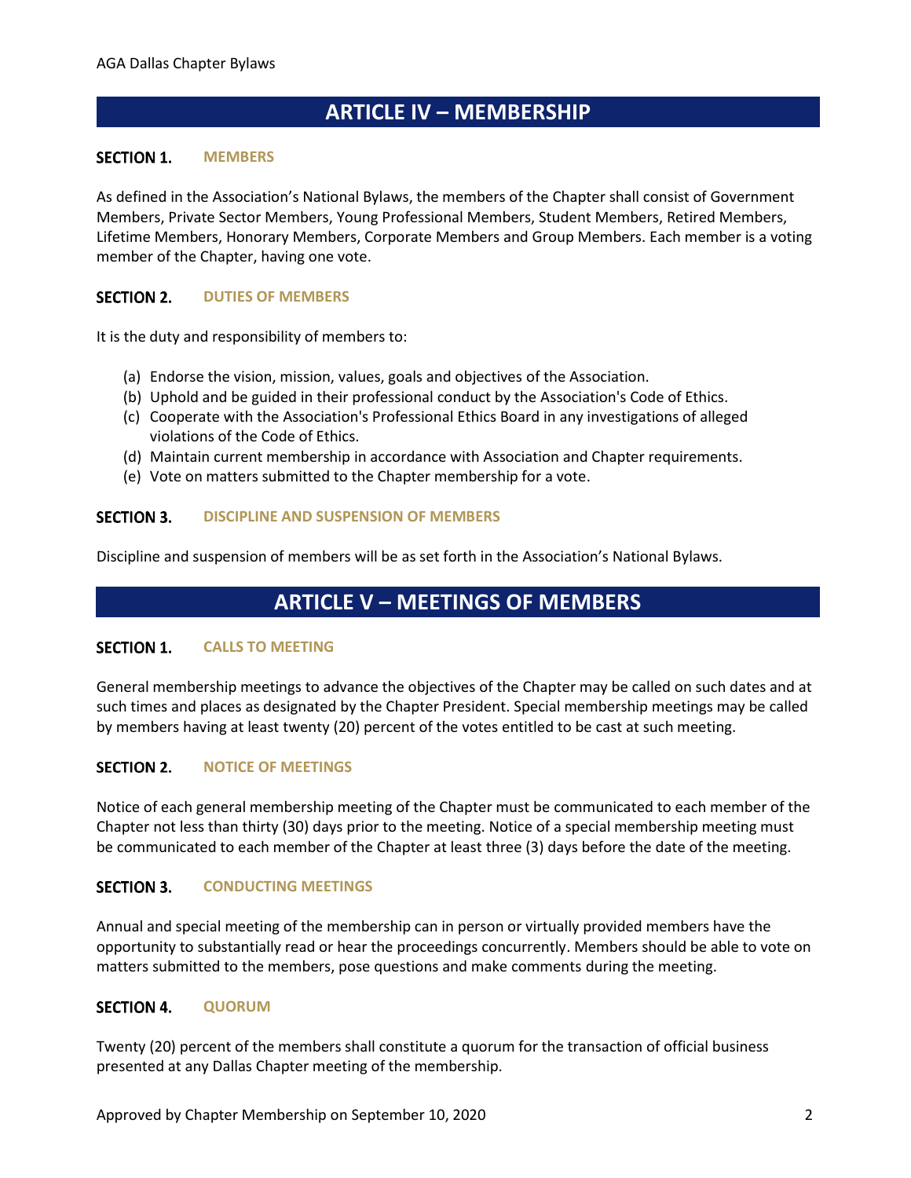## ARTICLE IV – MEMBERSHIP

### SECTION 1. MEMBERS

As defined in the Association's National Bylaws, the members of the Chapter shall consist of Government Members, Private Sector Members, Young Professional Members, Student Members, Retired Members, Lifetime Members, Honorary Members, Corporate Members and Group Members. Each member is a voting member of the Chapter, having one vote.

### SECTION 2. DUTIES OF MEMBERS

It is the duty and responsibility of members to:

(a) Endorse the vision, mission, values, goals and objectives of the Association.
(b) Uphold and be guided in their professional conduct by the Association's Code of Ethics.
(c) Cooperate with the Association's Professional Ethics Board in any investigations of alleged violations of the Code of Ethics.
(d) Maintain current membership in accordance with Association and Chapter requirements.
(e) Vote on matters submitted to the Chapter membership for a vote.

### SECTION 3. DISCIPLINE AND SUSPENSION OF MEMBERS

Discipline and suspension of members will be as set forth in the Association's National Bylaws.

## ARTICLE V – MEETINGS OF MEMBERS

### SECTION 1. CALLS TO MEETING

General membership meetings to advance the objectives of the Chapter may be called on such dates and at such times and places as designated by the Chapter President. Special membership meetings may be called by members having at least twenty (20) percent of the votes entitled to be cast at such meeting.

### SECTION 2. NOTICE OF MEETINGS

Notice of each general membership meeting of the Chapter must be communicated to each member of the Chapter not less than thirty (30) days prior to the meeting. Notice of a special membership meeting must be communicated to each member of the Chapter at least three (3) days before the date of the meeting.

### SECTION 3. CONDUCTING MEETINGS

Annual and special meeting of the membership can in person or virtually provided members have the opportunity to substantially read or hear the proceedings concurrently. Members should be able to vote on matters submitted to the members, pose questions and make comments during the meeting.

### SECTION 4. QUORUM

Twenty (20) percent of the members shall constitute a quorum for the transaction of official business presented at any Dallas Chapter meeting of the membership.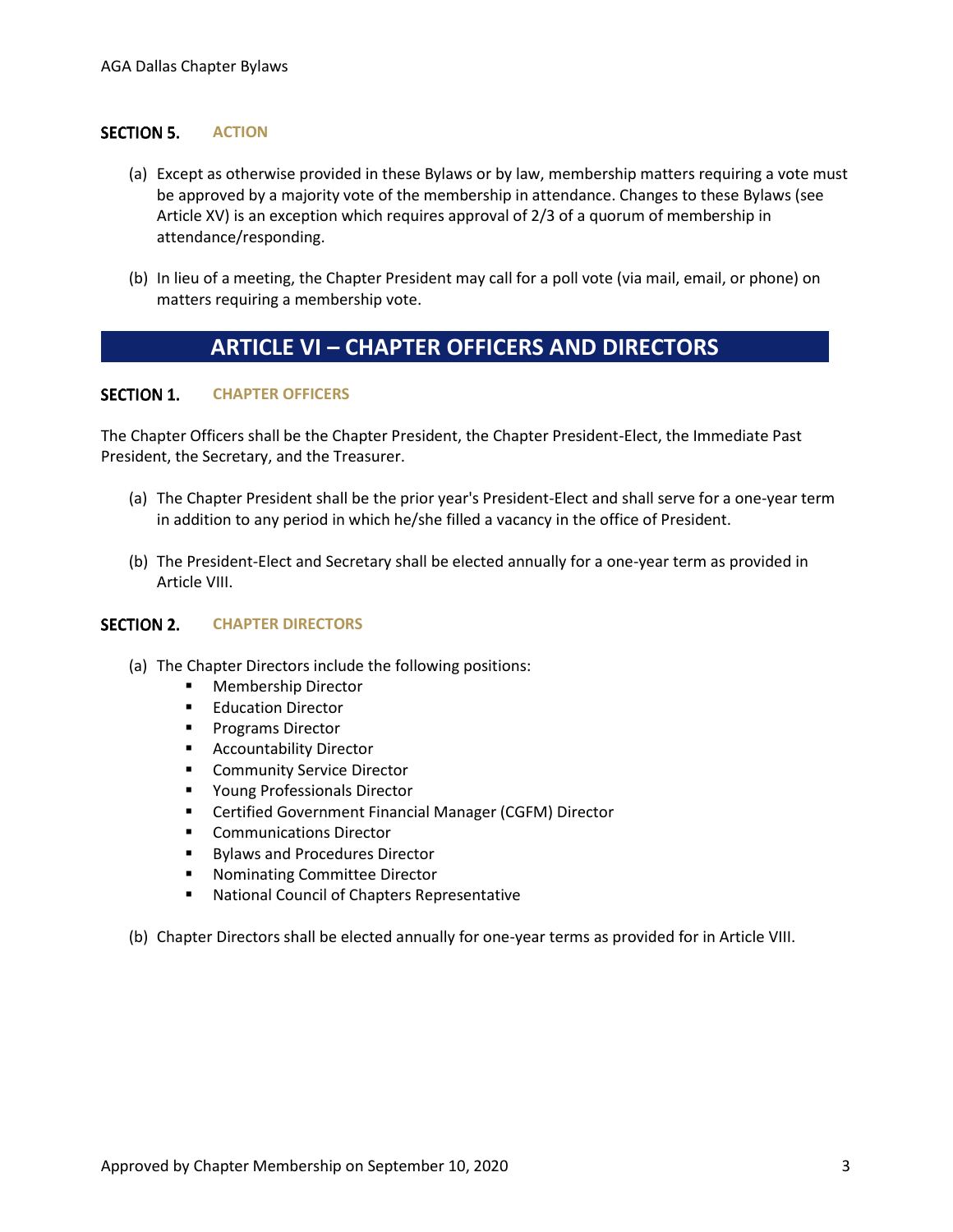### SECTION 5. ACTION

(a) Except as otherwise provided in these Bylaws or by law, membership matters requiring a vote must be approved by a majority vote of the membership in attendance. Changes to these Bylaws (see Article XV) is an exception which requires approval of 2/3 of a quorum of membership in attendance/responding.

(b) In lieu of a meeting, the Chapter President may call for a poll vote (via mail, email, or phone) on matters requiring a membership vote.

## ARTICLE VI – CHAPTER OFFICERS AND DIRECTORS

### SECTION 1. CHAPTER OFFICERS

The Chapter Officers shall be the Chapter President, the Chapter President-Elect, the Immediate Past President, the Secretary, and the Treasurer.

(a) The Chapter President shall be the prior year's President-Elect and shall serve for a one-year term in addition to any period in which he/she filled a vacancy in the office of President.

(b) The President-Elect and Secretary shall be elected annually for a one-year term as provided in Article VIII.

### SECTION 2. CHAPTER DIRECTORS

(a) The Chapter Directors include the following positions:
- Membership Director
- Education Director
- Programs Director
- Accountability Director
- Community Service Director
- Young Professionals Director
- Certified Government Financial Manager (CGFM) Director
- Communications Director
- Bylaws and Procedures Director
- Nominating Committee Director
- National Council of Chapters Representative

(b) Chapter Directors shall be elected annually for one-year terms as provided for in Article VIII.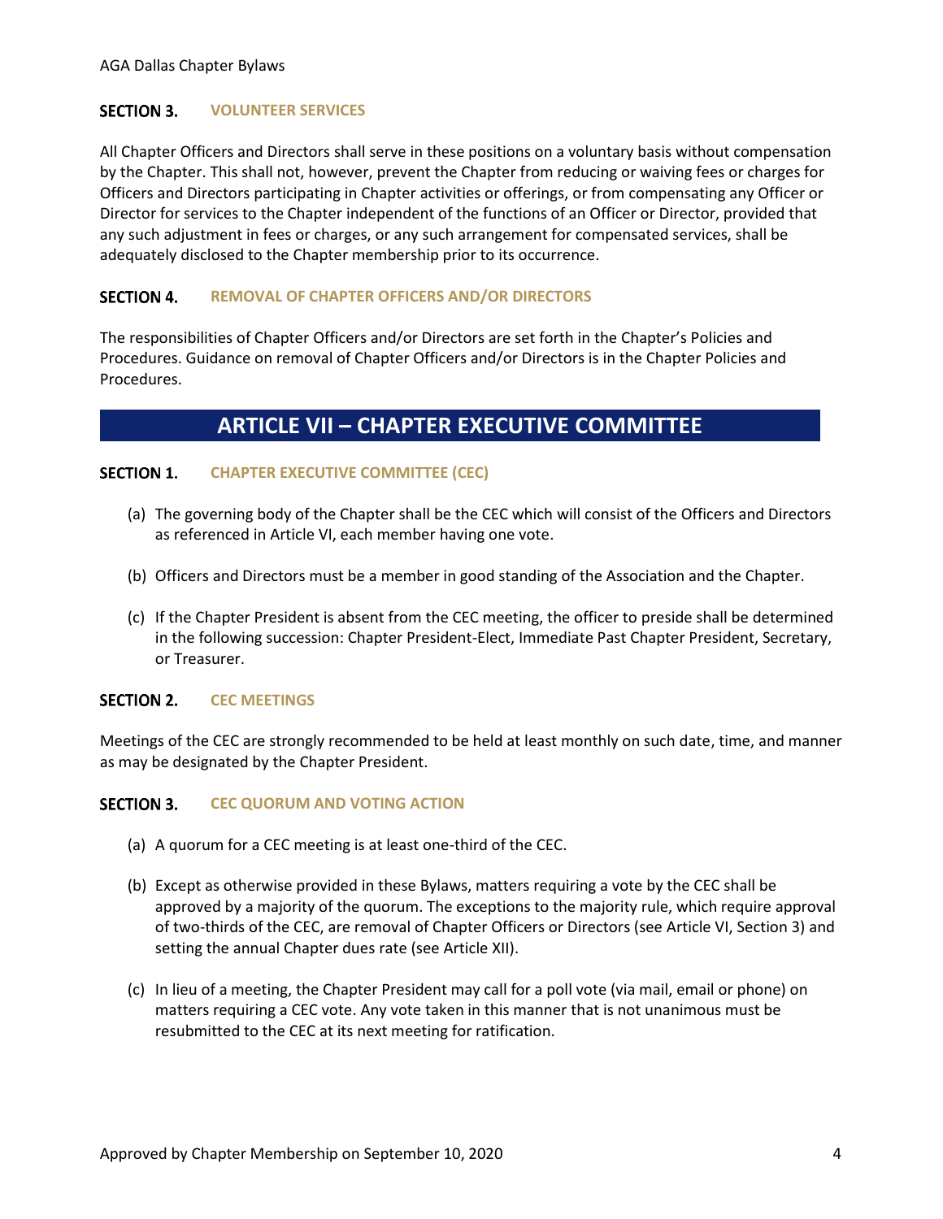### SECTION 3. VOLUNTEER SERVICES

All Chapter Officers and Directors shall serve in these positions on a voluntary basis without compensation by the Chapter. This shall not, however, prevent the Chapter from reducing or waiving fees or charges for Officers and Directors participating in Chapter activities or offerings, or from compensating any Officer or Director for services to the Chapter independent of the functions of an Officer or Director, provided that any such adjustment in fees or charges, or any such arrangement for compensated services, shall be adequately disclosed to the Chapter membership prior to its occurrence.

### SECTION 4. REMOVAL OF CHAPTER OFFICERS AND/OR DIRECTORS

The responsibilities of Chapter Officers and/or Directors are set forth in the Chapter's Policies and Procedures. Guidance on removal of Chapter Officers and/or Directors is in the Chapter Policies and Procedures.

## ARTICLE VII – CHAPTER EXECUTIVE COMMITTEE

### SECTION 1. CHAPTER EXECUTIVE COMMITTEE (CEC)

(a) The governing body of the Chapter shall be the CEC which will consist of the Officers and Directors as referenced in Article VI, each member having one vote.

(b) Officers and Directors must be a member in good standing of the Association and the Chapter.

(c) If the Chapter President is absent from the CEC meeting, the officer to preside shall be determined in the following succession: Chapter President-Elect, Immediate Past Chapter President, Secretary, or Treasurer.

### SECTION 2. CEC MEETINGS

Meetings of the CEC are strongly recommended to be held at least monthly on such date, time, and manner as may be designated by the Chapter President.

### SECTION 3. CEC QUORUM AND VOTING ACTION

(a) A quorum for a CEC meeting is at least one-third of the CEC.

(b) Except as otherwise provided in these Bylaws, matters requiring a vote by the CEC shall be approved by a majority of the quorum. The exceptions to the majority rule, which require approval of two-thirds of the CEC, are removal of Chapter Officers or Directors (see Article VI, Section 3) and setting the annual Chapter dues rate (see Article XII).

(c) In lieu of a meeting, the Chapter President may call for a poll vote (via mail, email or phone) on matters requiring a CEC vote. Any vote taken in this manner that is not unanimous must be resubmitted to the CEC at its next meeting for ratification.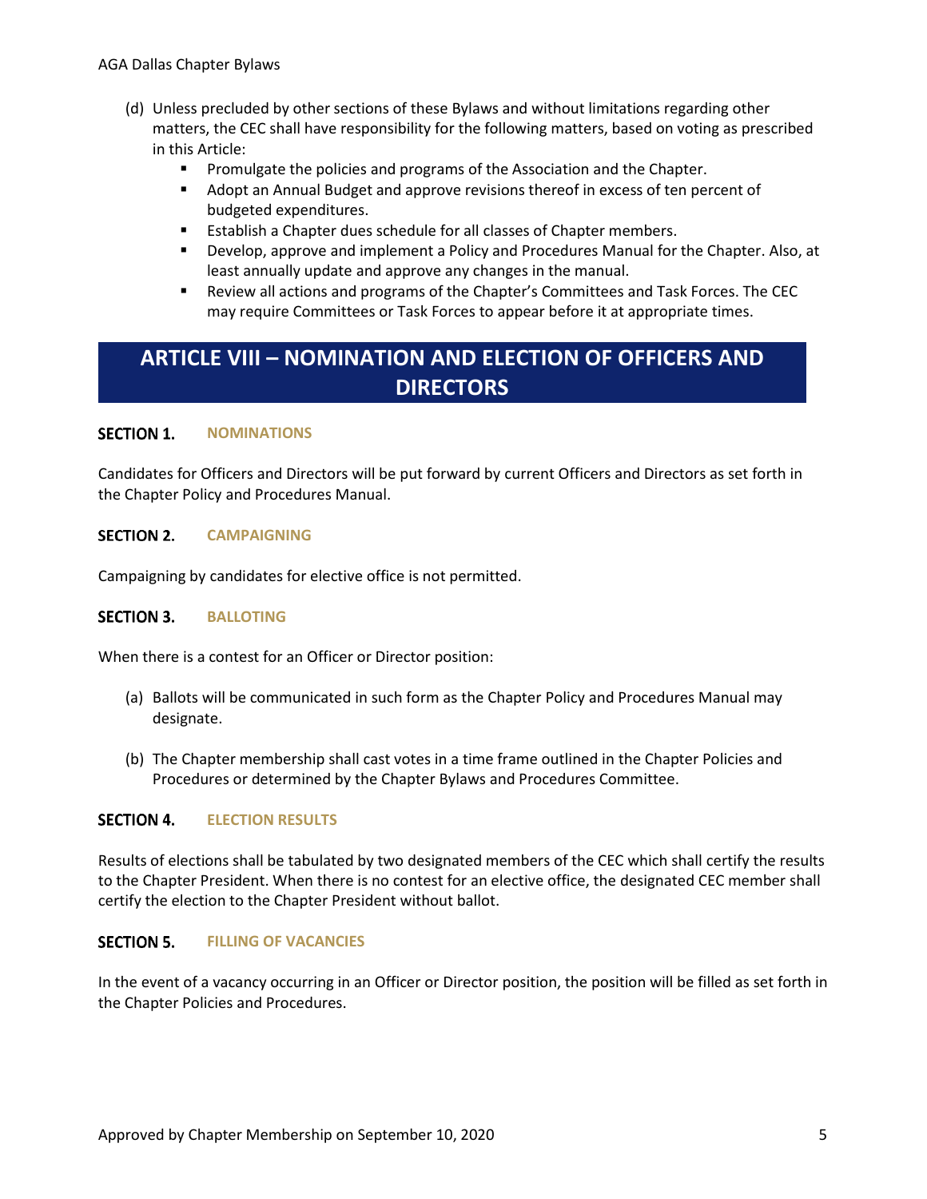(d) Unless precluded by other sections of these Bylaws and without limitations regarding other matters, the CEC shall have responsibility for the following matters, based on voting as prescribed in this Article:
   - Promulgate the policies and programs of the Association and the Chapter.
   - Adopt an Annual Budget and approve revisions thereof in excess of ten percent of budgeted expenditures.
   - Establish a Chapter dues schedule for all classes of Chapter members.
   - Develop, approve and implement a Policy and Procedures Manual for the Chapter. Also, at least annually update and approve any changes in the manual.
   - Review all actions and programs of the Chapter's Committees and Task Forces. The CEC may require Committees or Task Forces to appear before it at appropriate times.

## ARTICLE VIII – NOMINATION AND ELECTION OF OFFICERS AND DIRECTORS

### SECTION 1. NOMINATIONS

Candidates for Officers and Directors will be put forward by current Officers and Directors as set forth in the Chapter Policy and Procedures Manual.

### SECTION 2. CAMPAIGNING

Campaigning by candidates for elective office is not permitted.

### SECTION 3. BALLOTING

When there is a contest for an Officer or Director position:

(a) Ballots will be communicated in such form as the Chapter Policy and Procedures Manual may designate.

(b) The Chapter membership shall cast votes in a time frame outlined in the Chapter Policies and Procedures or determined by the Chapter Bylaws and Procedures Committee.

### SECTION 4. ELECTION RESULTS

Results of elections shall be tabulated by two designated members of the CEC which shall certify the results to the Chapter President. When there is no contest for an elective office, the designated CEC member shall certify the election to the Chapter President without ballot.

### SECTION 5. FILLING OF VACANCIES

In the event of a vacancy occurring in an Officer or Director position, the position will be filled as set forth in the Chapter Policies and Procedures.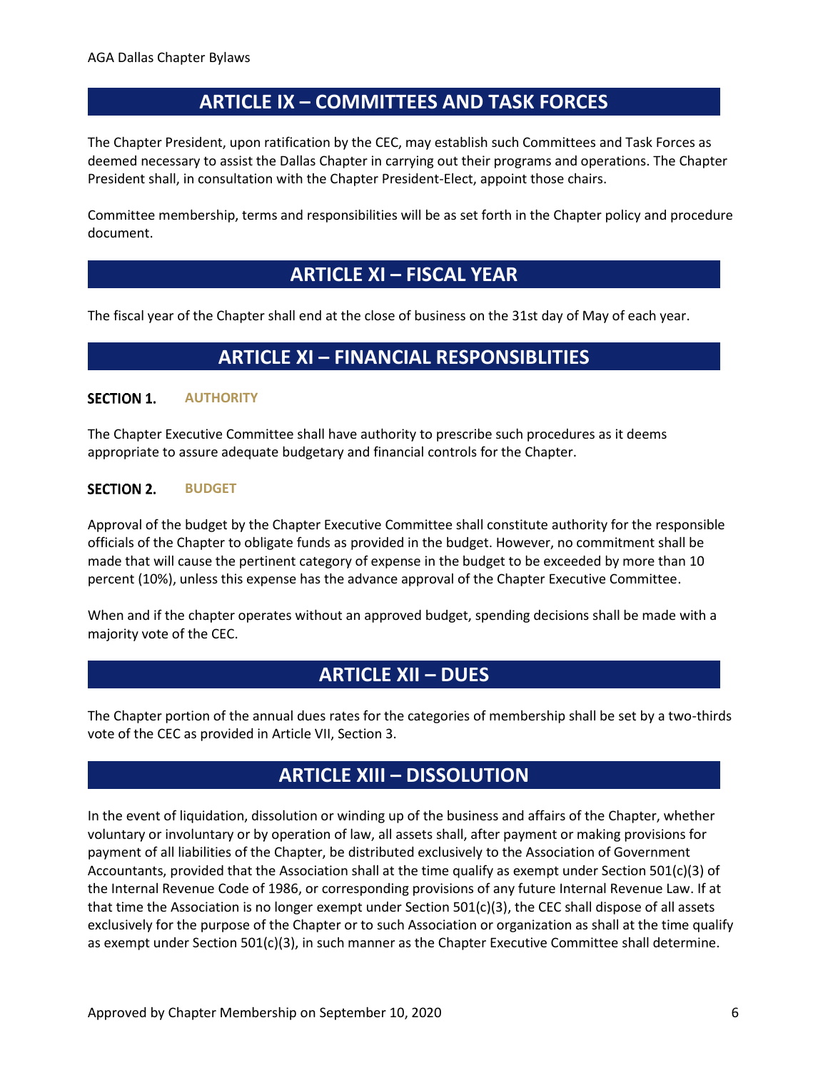## ARTICLE IX – COMMITTEES AND TASK FORCES

The Chapter President, upon ratification by the CEC, may establish such Committees and Task Forces as deemed necessary to assist the Dallas Chapter in carrying out their programs and operations. The Chapter President shall, in consultation with the Chapter President-Elect, appoint those chairs.

Committee membership, terms and responsibilities will be as set forth in the Chapter policy and procedure document.

## ARTICLE XI – FISCAL YEAR

The fiscal year of the Chapter shall end at the close of business on the 31st day of May of each year.

## ARTICLE XI – FINANCIAL RESPONSIBLITIES

### SECTION 1. AUTHORITY

The Chapter Executive Committee shall have authority to prescribe such procedures as it deems appropriate to assure adequate budgetary and financial controls for the Chapter.

### SECTION 2. BUDGET

Approval of the budget by the Chapter Executive Committee shall constitute authority for the responsible officials of the Chapter to obligate funds as provided in the budget. However, no commitment shall be made that will cause the pertinent category of expense in the budget to be exceeded by more than 10 percent (10%), unless this expense has the advance approval of the Chapter Executive Committee.

When and if the chapter operates without an approved budget, spending decisions shall be made with a majority vote of the CEC.

## ARTICLE XII – DUES

The Chapter portion of the annual dues rates for the categories of membership shall be set by a two-thirds vote of the CEC as provided in Article VII, Section 3.

## ARTICLE XIII – DISSOLUTION

In the event of liquidation, dissolution or winding up of the business and affairs of the Chapter, whether voluntary or involuntary or by operation of law, all assets shall, after payment or making provisions for payment of all liabilities of the Chapter, be distributed exclusively to the Association of Government Accountants, provided that the Association shall at the time qualify as exempt under Section 501(c)(3) of the Internal Revenue Code of 1986, or corresponding provisions of any future Internal Revenue Law. If at that time the Association is no longer exempt under Section 501(c)(3), the CEC shall dispose of all assets exclusively for the purpose of the Chapter or to such Association or organization as shall at the time qualify as exempt under Section 501(c)(3), in such manner as the Chapter Executive Committee shall determine.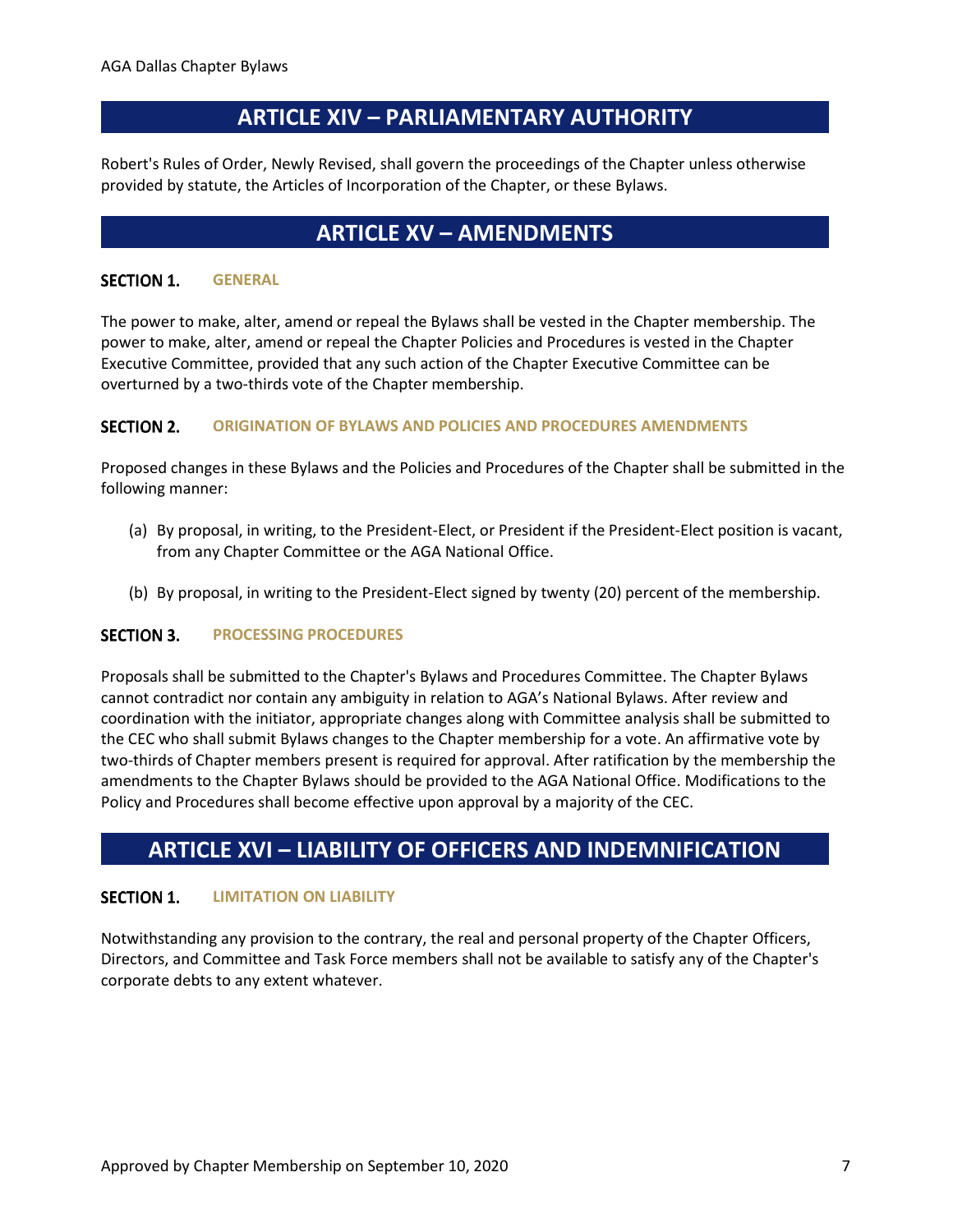## ARTICLE XIV – PARLIAMENTARY AUTHORITY

Robert's Rules of Order, Newly Revised, shall govern the proceedings of the Chapter unless otherwise provided by statute, the Articles of Incorporation of the Chapter, or these Bylaws.

## ARTICLE XV – AMENDMENTS

### SECTION 1. GENERAL

The power to make, alter, amend or repeal the Bylaws shall be vested in the Chapter membership. The power to make, alter, amend or repeal the Chapter Policies and Procedures is vested in the Chapter Executive Committee, provided that any such action of the Chapter Executive Committee can be overturned by a two-thirds vote of the Chapter membership.

### SECTION 2. ORIGINATION OF BYLAWS AND POLICIES AND PROCEDURES AMENDMENTS

Proposed changes in these Bylaws and the Policies and Procedures of the Chapter shall be submitted in the following manner:

(a) By proposal, in writing, to the President-Elect, or President if the President-Elect position is vacant, from any Chapter Committee or the AGA National Office.

(b) By proposal, in writing to the President-Elect signed by twenty (20) percent of the membership.

### SECTION 3. PROCESSING PROCEDURES

Proposals shall be submitted to the Chapter's Bylaws and Procedures Committee. The Chapter Bylaws cannot contradict nor contain any ambiguity in relation to AGA's National Bylaws. After review and coordination with the initiator, appropriate changes along with Committee analysis shall be submitted to the CEC who shall submit Bylaws changes to the Chapter membership for a vote. An affirmative vote by two-thirds of Chapter members present is required for approval. After ratification by the membership the amendments to the Chapter Bylaws should be provided to the AGA National Office. Modifications to the Policy and Procedures shall become effective upon approval by a majority of the CEC.

## ARTICLE XVI – LIABILITY OF OFFICERS AND INDEMNIFICATION

### SECTION 1. LIMITATION ON LIABILITY

Notwithstanding any provision to the contrary, the real and personal property of the Chapter Officers, Directors, and Committee and Task Force members shall not be available to satisfy any of the Chapter's corporate debts to any extent whatever.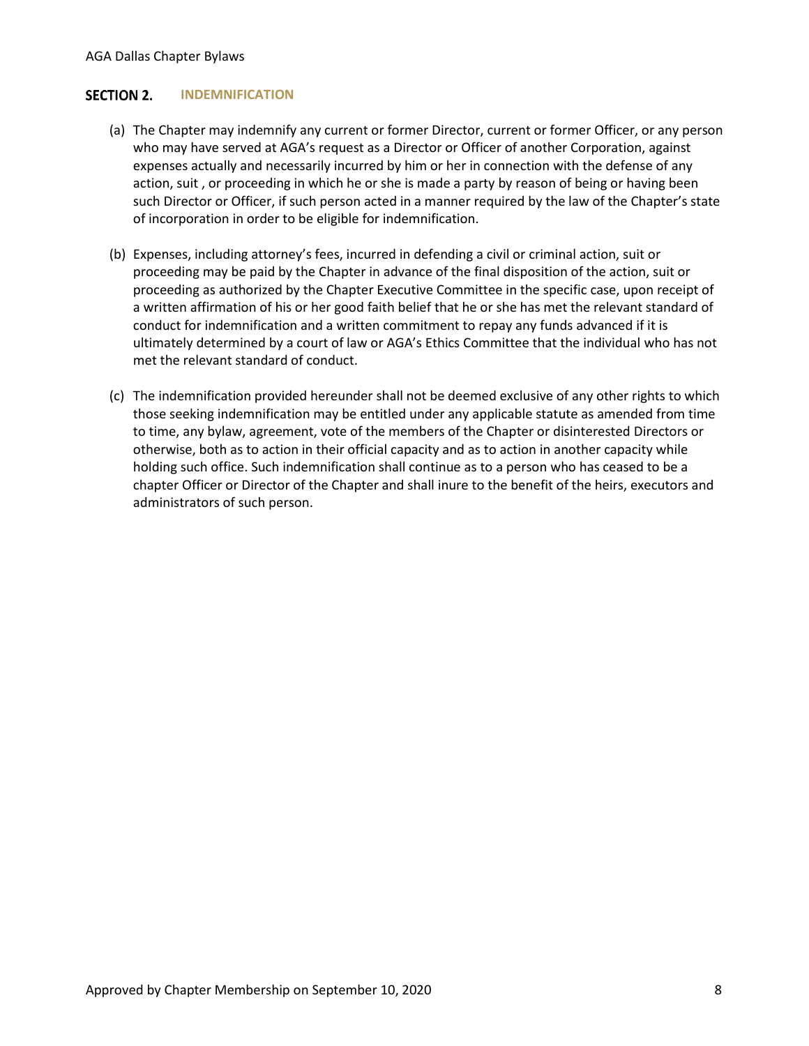## SECTION 2. INDEMNIFICATION

(a) The Chapter may indemnify any current or former Director, current or former Officer, or any person who may have served at AGA's request as a Director or Officer of another Corporation, against expenses actually and necessarily incurred by him or her in connection with the defense of any action, suit , or proceeding in which he or she is made a party by reason of being or having been such Director or Officer, if such person acted in a manner required by the law of the Chapter's state of incorporation in order to be eligible for indemnification.

(b) Expenses, including attorney's fees, incurred in defending a civil or criminal action, suit or proceeding may be paid by the Chapter in advance of the final disposition of the action, suit or proceeding as authorized by the Chapter Executive Committee in the specific case, upon receipt of a written affirmation of his or her good faith belief that he or she has met the relevant standard of conduct for indemnification and a written commitment to repay any funds advanced if it is ultimately determined by a court of law or AGA's Ethics Committee that the individual who has not met the relevant standard of conduct.

(c) The indemnification provided hereunder shall not be deemed exclusive of any other rights to which those seeking indemnification may be entitled under any applicable statute as amended from time to time, any bylaw, agreement, vote of the members of the Chapter or disinterested Directors or otherwise, both as to action in their official capacity and as to action in another capacity while holding such office. Such indemnification shall continue as to a person who has ceased to be a chapter Officer or Director of the Chapter and shall inure to the benefit of the heirs, executors and administrators of such person.